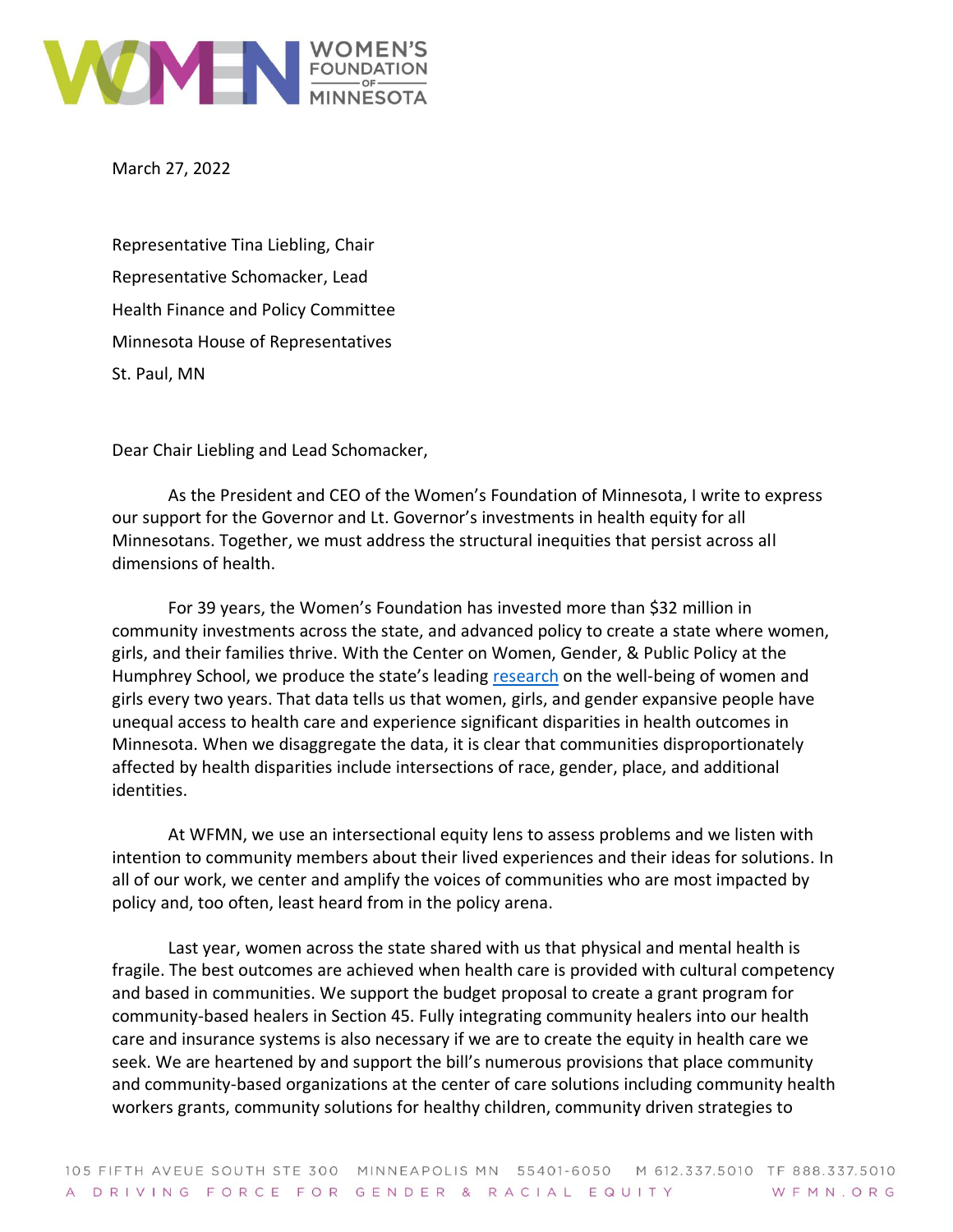March 27, 2022

Representative Tina Liebling, Chair
Representative Schomacker, Lead
Health Finance and Policy Committee
Minnesota House of Representatives
St. Paul, MN

Dear Chair Liebling and Lead Schomacker,

As the President and CEO of the Women's Foundation of Minnesota, I write to express our support for the Governor and Lt. Governor's investments in health equity for all Minnesotans. Together, we must address the structural inequities that persist across all dimensions of health.

For 39 years, the Women's Foundation has invested more than $32 million in community investments across the state, and advanced policy to create a state where women, girls, and their families thrive. With the Center on Women, Gender, & Public Policy at the Humphrey School, we produce the state's leading research on the well-being of women and girls every two years. That data tells us that women, girls, and gender expansive people have unequal access to health care and experience significant disparities in health outcomes in Minnesota. When we disaggregate the data, it is clear that communities disproportionately affected by health disparities include intersections of race, gender, place, and additional identities.

At WFMN, we use an intersectional equity lens to assess problems and we listen with intention to community members about their lived experiences and their ideas for solutions. In all of our work, we center and amplify the voices of communities who are most impacted by policy and, too often, least heard from in the policy arena.

Last year, women across the state shared with us that physical and mental health is fragile. The best outcomes are achieved when health care is provided with cultural competency and based in communities. We support the budget proposal to create a grant program for community-based healers in Section 45. Fully integrating community healers into our health care and insurance systems is also necessary if we are to create the equity in health care we seek. We are heartened by and support the bill's numerous provisions that place community and community-based organizations at the center of care solutions including community health workers grants, community solutions for healthy children, community driven strategies to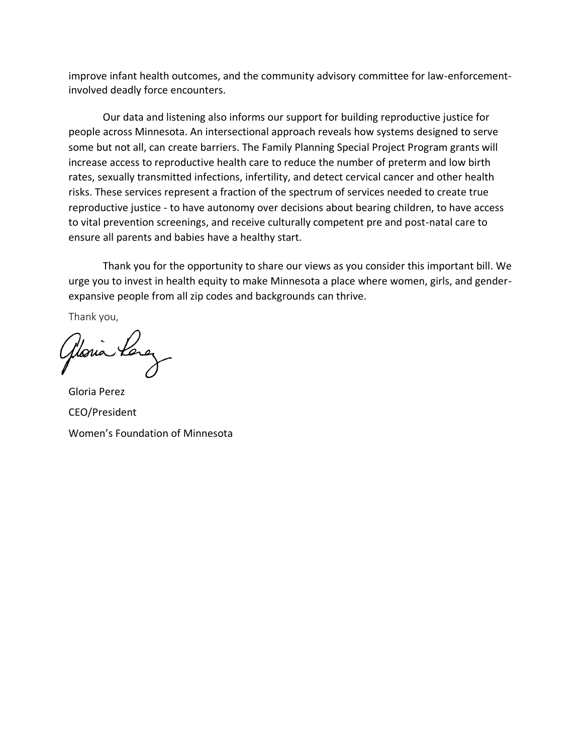improve infant health outcomes, and the community advisory committee for law-enforcement-involved deadly force encounters.

Our data and listening also informs our support for building reproductive justice for people across Minnesota. An intersectional approach reveals how systems designed to serve some but not all, can create barriers. The Family Planning Special Project Program grants will increase access to reproductive health care to reduce the number of preterm and low birth rates, sexually transmitted infections, infertility, and detect cervical cancer and other health risks. These services represent a fraction of the spectrum of services needed to create true reproductive justice - to have autonomy over decisions about bearing children, to have access to vital prevention screenings, and receive culturally competent pre and post-natal care to ensure all parents and babies have a healthy start.

Thank you for the opportunity to share our views as you consider this important bill. We urge you to invest in health equity to make Minnesota a place where women, girls, and gender-expansive people from all zip codes and backgrounds can thrive.

Thank you,

Gloria Perez

CEO/President

Women's Foundation of Minnesota